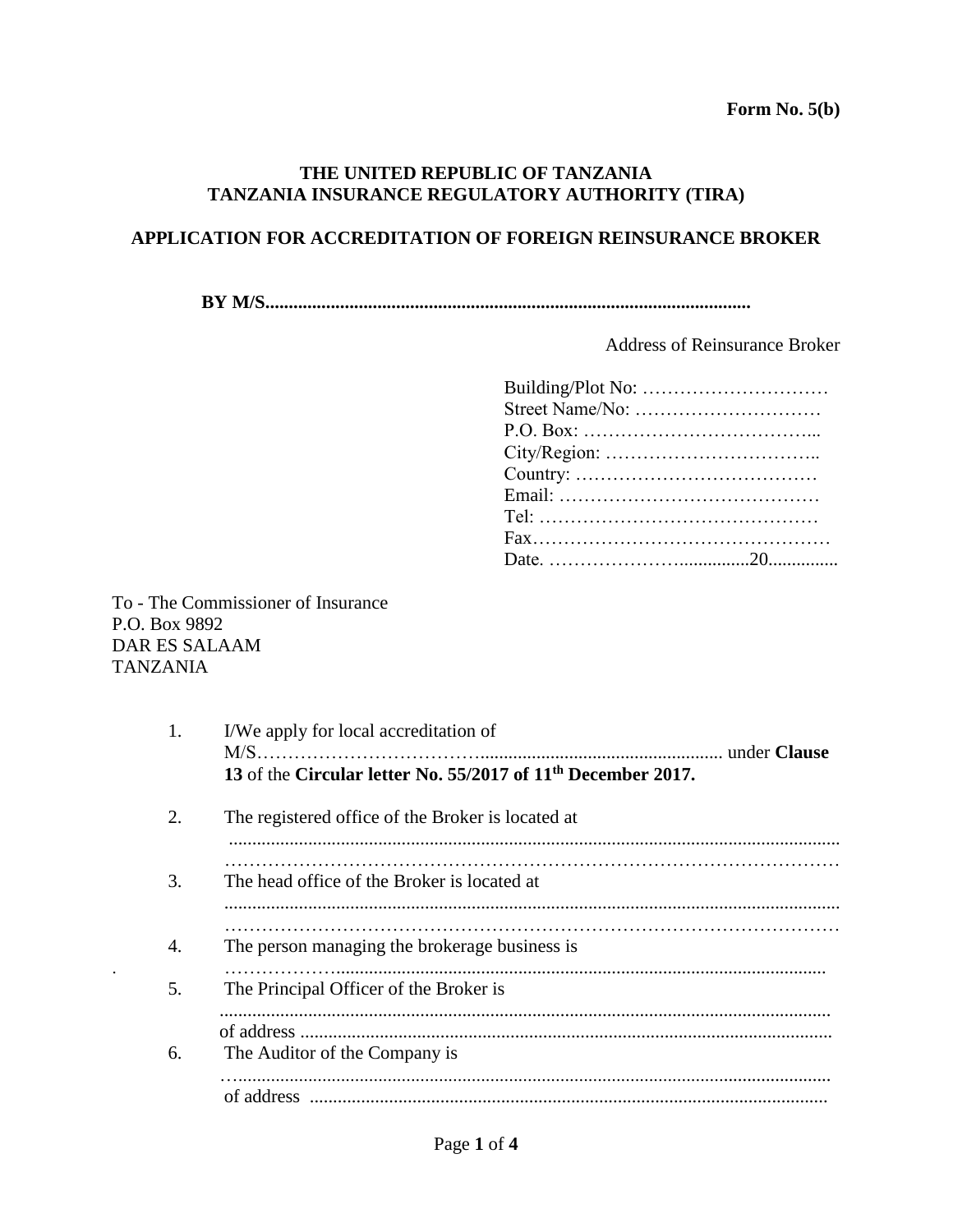**Form No. 5(b)**

**THE UNITED REPUBLIC OF TANZANIA**
**TANZANIA INSURANCE REGULATORY AUTHORITY (TIRA)**

**APPLICATION FOR ACCREDITATION OF FOREIGN REINSURANCE BROKER**

**BY M/S......................................................................................................**

Address of Reinsurance Broker

Building/Plot No: …………………………
Street Name/No: …………………………
P.O. Box: ………………………………...
City/Region: ……………………………..
Country: …………………………………
Email: ……………………………………
Tel: ………………………………………
Fax…………………………………………
Date. …………………...............20...............

To - The Commissioner of Insurance
P.O. Box 9892
DAR ES SALAAM
TANZANIA

1. I/We apply for local accreditation of M/S…………………………….................................................. under **Clause 13** of the **Circular letter No. 55/2017 of 11th December 2017.**

2. The registered office of the Broker is located at ............................................................................................................................ ……………………………………………………………………………………

3. The head office of the Broker is located at ............................................................................................................................ ……………………………………………………………………………………

4. The person managing the brokerage business is ………………….........................................................................................

5. The Principal Officer of the Broker is ............................................................................................................................ of address ...............................................................................................................

6. The Auditor of the Company is …........................................................................................................................ of address ..............................................................................................................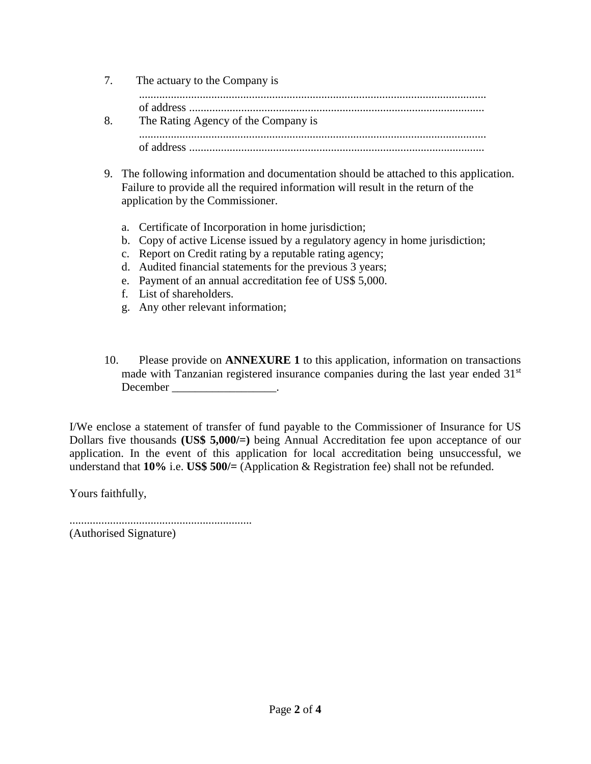7. The actuary to the Company is
   .......................................................................................................................
   of address .....................................................................................................

8. The Rating Agency of the Company is
   .......................................................................................................................
   of address .....................................................................................................

9. The following information and documentation should be attached to this application. Failure to provide all the required information will result in the return of the application by the Commissioner.

   a. Certificate of Incorporation in home jurisdiction;
   b. Copy of active License issued by a regulatory agency in home jurisdiction;
   c. Report on Credit rating by a reputable rating agency;
   d. Audited financial statements for the previous 3 years;
   e. Payment of an annual accreditation fee of US$ 5,000.
   f. List of shareholders.
   g. Any other relevant information;

10. Please provide on **ANNEXURE 1** to this application, information on transactions made with Tanzanian registered insurance companies during the last year ended 31st December __________________.

I/We enclose a statement of transfer of fund payable to the Commissioner of Insurance for US Dollars five thousands **(US$ 5,000/=)** being Annual Accreditation fee upon acceptance of our application. In the event of this application for local accreditation being unsuccessful, we understand that **10%** i.e. **US$ 500/=** (Application & Registration fee) shall not be refunded.

Yours faithfully,

..............................................................
(Authorised Signature)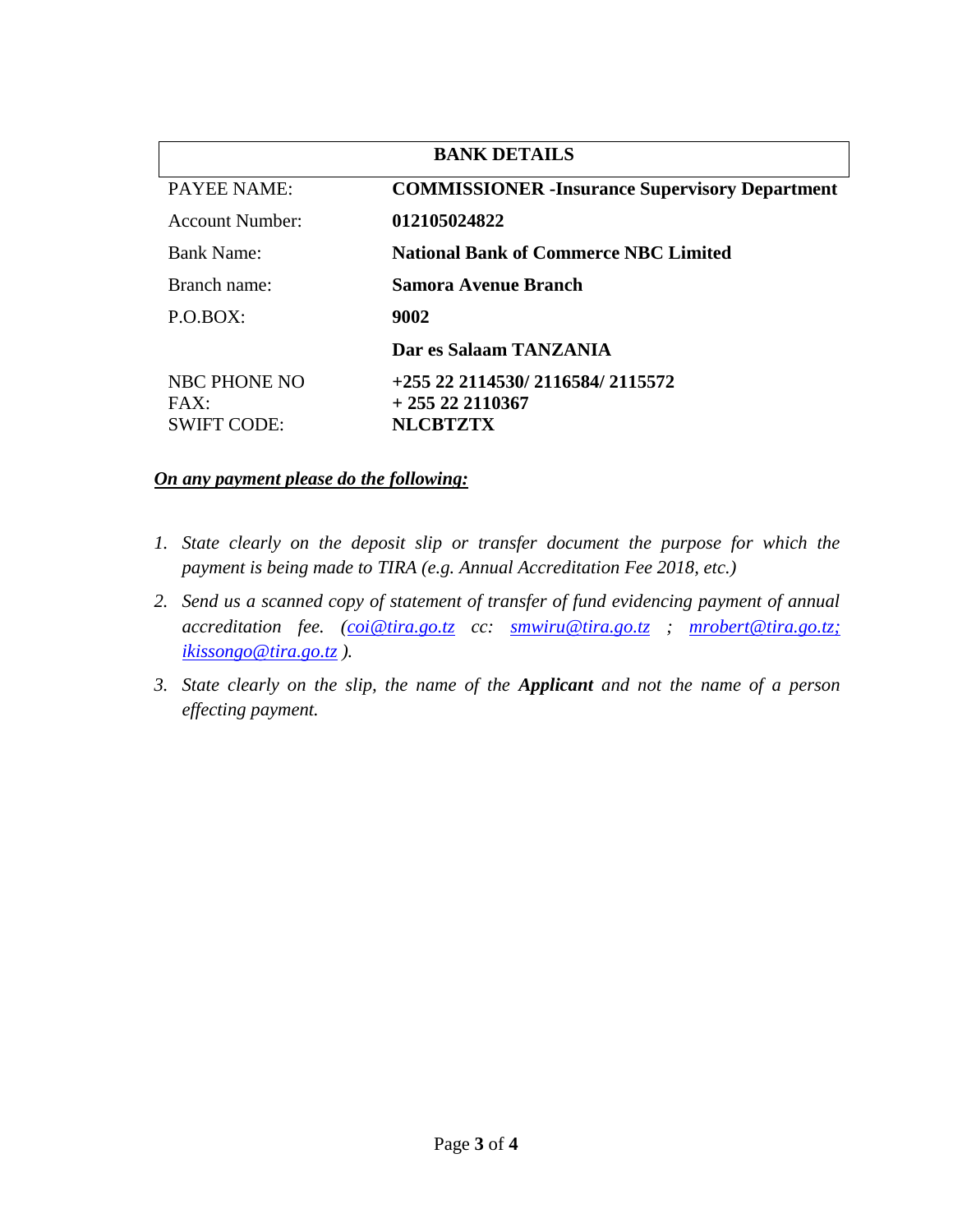| BANK DETAILS | |
|---|---|
| PAYEE NAME: | **COMMISSIONER -Insurance Supervisory Department** |
| Account Number: | **012105024822** |
| Bank Name: | **National Bank of Commerce NBC Limited** |
| Branch name: | **Samora Avenue Branch** |
| P.O.BOX: | **9002** |
| | **Dar es Salaam TANZANIA** |
| NBC PHONE NO | **+255 22 2114530/ 2116584/ 2115572** |
| FAX: | **+ 255 22 2110367** |
| SWIFT CODE: | **NLCBTZTX** |

***On any payment please do the following:***

1. *State clearly on the deposit slip or transfer document the purpose for which the payment is being made to TIRA (e.g. Annual Accreditation Fee 2018, etc.)*
2. *Send us a scanned copy of statement of transfer of fund evidencing payment of annual accreditation fee. (coi@tira.go.tz cc: smwiru@tira.go.tz ; mrobert@tira.go.tz; ikissongo@tira.go.tz ).*
3. *State clearly on the slip, the name of the **Applicant** and not the name of a person effecting payment.*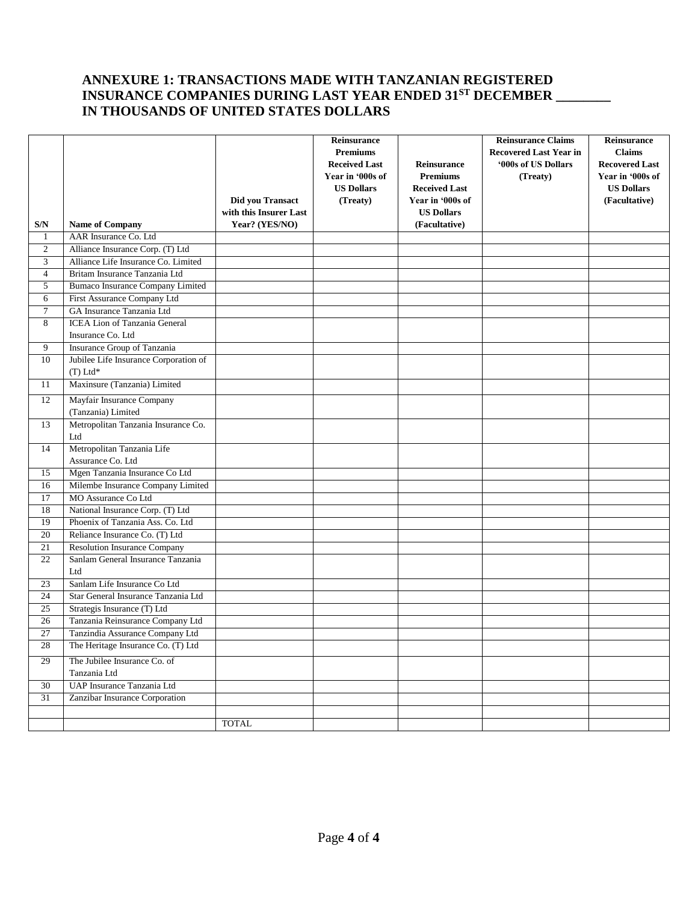## ANNEXURE 1: TRANSACTIONS MADE WITH TANZANIAN REGISTERED INSURANCE COMPANIES DURING LAST YEAR ENDED 31[ST] DECEMBER ________ IN THOUSANDS OF UNITED STATES DOLLARS

| S/N | Name of Company | Did you Transact with this Insurer Last Year? (YES/NO) | Reinsurance Premiums Received Last Year in '000s of US Dollars (Treaty) | Reinsurance Premiums Received Last Year in '000s of US Dollars (Facultative) | Reinsurance Claims Recovered Last Year in '000s of US Dollars (Treaty) | Reinsurance Claims Recovered Last Year in '000s of US Dollars (Facultative) |
|---|---|---|---|---|---|---|
| 1 | AAR Insurance Co. Ltd | | | | | |
| 2 | Alliance Insurance Corp. (T) Ltd | | | | | |
| 3 | Alliance Life Insurance Co. Limited | | | | | |
| 4 | Britam Insurance Tanzania Ltd | | | | | |
| 5 | Bumaco Insurance Company Limited | | | | | |
| 6 | First Assurance Company Ltd | | | | | |
| 7 | GA Insurance Tanzania Ltd | | | | | |
| 8 | ICEA Lion of Tanzania General Insurance Co. Ltd | | | | | |
| 9 | Insurance Group of Tanzania | | | | | |
| 10 | Jubilee Life Insurance Corporation of (T) Ltd* | | | | | |
| 11 | Maxinsure (Tanzania) Limited | | | | | |
| 12 | Mayfair Insurance Company (Tanzania) Limited | | | | | |
| 13 | Metropolitan Tanzania Insurance Co. Ltd | | | | | |
| 14 | Metropolitan Tanzania Life Assurance Co. Ltd | | | | | |
| 15 | Mgen Tanzania Insurance Co Ltd | | | | | |
| 16 | Milembe Insurance Company Limited | | | | | |
| 17 | MO Assurance Co Ltd | | | | | |
| 18 | National Insurance Corp. (T) Ltd | | | | | |
| 19 | Phoenix of Tanzania Ass. Co. Ltd | | | | | |
| 20 | Reliance Insurance Co. (T) Ltd | | | | | |
| 21 | Resolution Insurance Company | | | | | |
| 22 | Sanlam General Insurance Tanzania Ltd | | | | | |
| 23 | Sanlam Life Insurance Co Ltd | | | | | |
| 24 | Star General Insurance Tanzania Ltd | | | | | |
| 25 | Strategis Insurance (T) Ltd | | | | | |
| 26 | Tanzania Reinsurance Company Ltd | | | | | |
| 27 | Tanzindia Assurance Company Ltd | | | | | |
| 28 | The Heritage Insurance Co. (T) Ltd | | | | | |
| 29 | The Jubilee Insurance Co. of Tanzania Ltd | | | | | |
| 30 | UAP Insurance Tanzania Ltd | | | | | |
| 31 | Zanzibar Insurance Corporation | | | | | |
| | | | | | | |
| | | TOTAL | | | | |